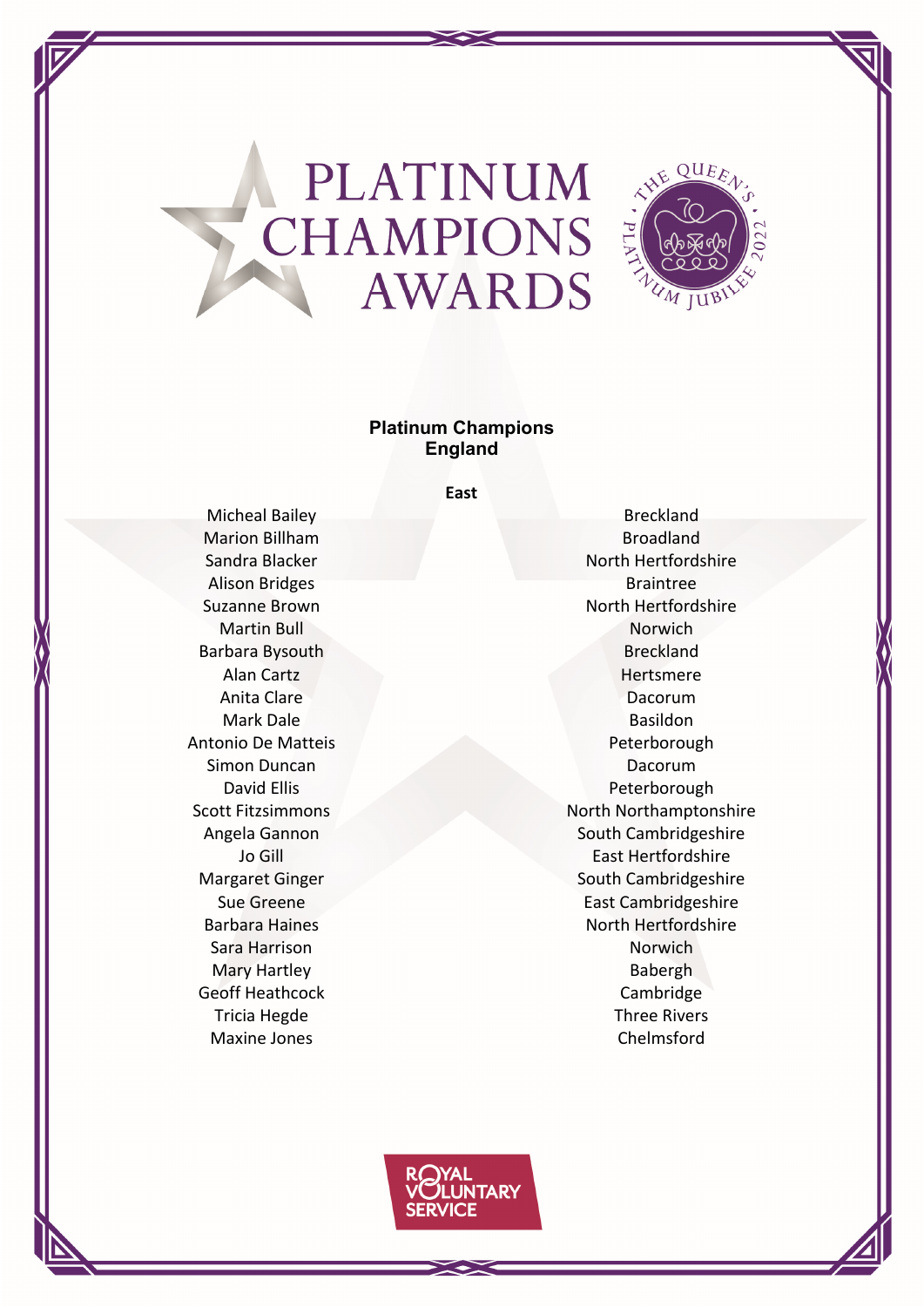# PLATINUM CHAMPIONS AWARDS

THE QUEEN'S PLATINUM JUBILEE 2022

## Platinum Champions England

### East

| Name | Location |
| --- | --- |
| Micheal Bailey | Breckland |
| Marion Billham | Broadland |
| Sandra Blacker | North Hertfordshire |
| Alison Bridges | Braintree |
| Suzanne Brown | North Hertfordshire |
| Martin Bull | Norwich |
| Barbara Bysouth | Breckland |
| Alan Cartz | Hertsmere |
| Anita Clare | Dacorum |
| Mark Dale | Basildon |
| Antonio De Matteis | Peterborough |
| Simon Duncan | Dacorum |
| David Ellis | Peterborough |
| Scott Fitzsimmons | North Northamptonshire |
| Angela Gannon | South Cambridgeshire |
| Jo Gill | East Hertfordshire |
| Margaret Ginger | South Cambridgeshire |
| Sue Greene | East Cambridgeshire |
| Barbara Haines | North Hertfordshire |
| Sara Harrison | Norwich |
| Mary Hartley | Babergh |
| Geoff Heathcock | Cambridge |
| Tricia Hegde | Three Rivers |
| Maxine Jones | Chelmsford |

ROYAL VOLUNTARY SERVICE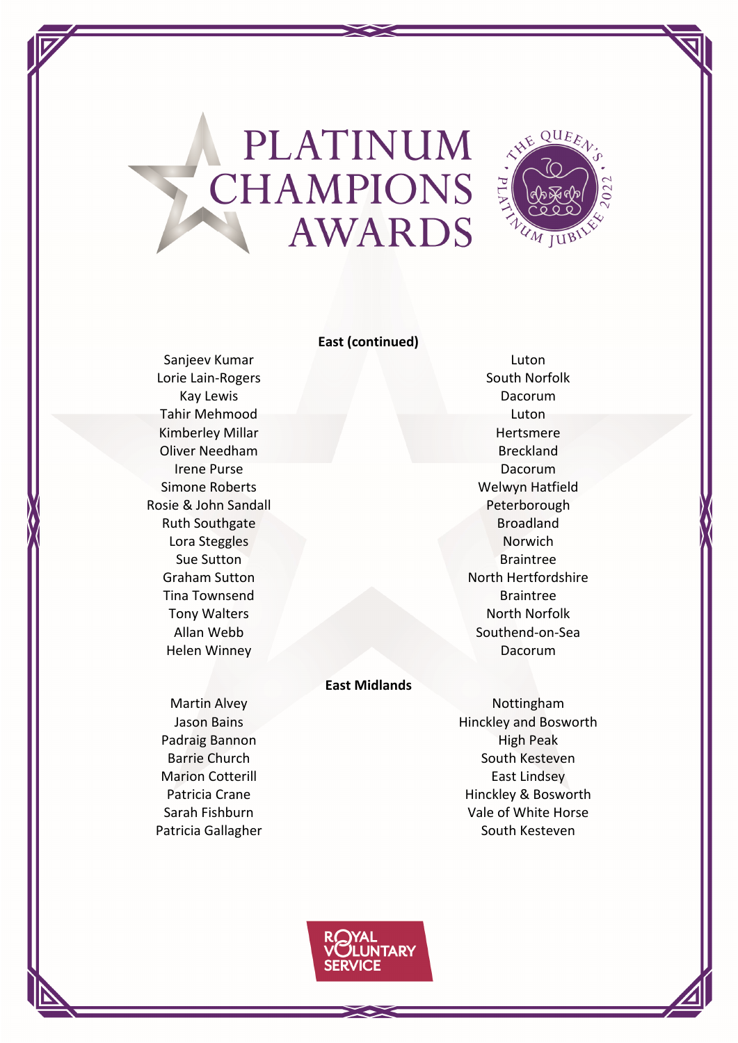# PLATINUM CHAMPIONS AWARDS

## East (continued)

| Name | Area |
|---|---|
| Sanjeev Kumar | Luton |
| Lorie Lain-Rogers | South Norfolk |
| Kay Lewis | Dacorum |
| Tahir Mehmood | Luton |
| Kimberley Millar | Hertsmere |
| Oliver Needham | Breckland |
| Irene Purse | Dacorum |
| Simone Roberts | Welwyn Hatfield |
| Rosie & John Sandall | Peterborough |
| Ruth Southgate | Broadland |
| Lora Steggles | Norwich |
| Sue Sutton | Braintree |
| Graham Sutton | North Hertfordshire |
| Tina Townsend | Braintree |
| Tony Walters | North Norfolk |
| Allan Webb | Southend-on-Sea |
| Helen Winney | Dacorum |

## East Midlands

| Name | Area |
|---|---|
| Martin Alvey | Nottingham |
| Jason Bains | Hinckley and Bosworth |
| Padraig Bannon | High Peak |
| Barrie Church | South Kesteven |
| Marion Cotterill | East Lindsey |
| Patricia Crane | Hinckley & Bosworth |
| Sarah Fishburn | Vale of White Horse |
| Patricia Gallagher | South Kesteven |

ROYAL VOLUNTARY SERVICE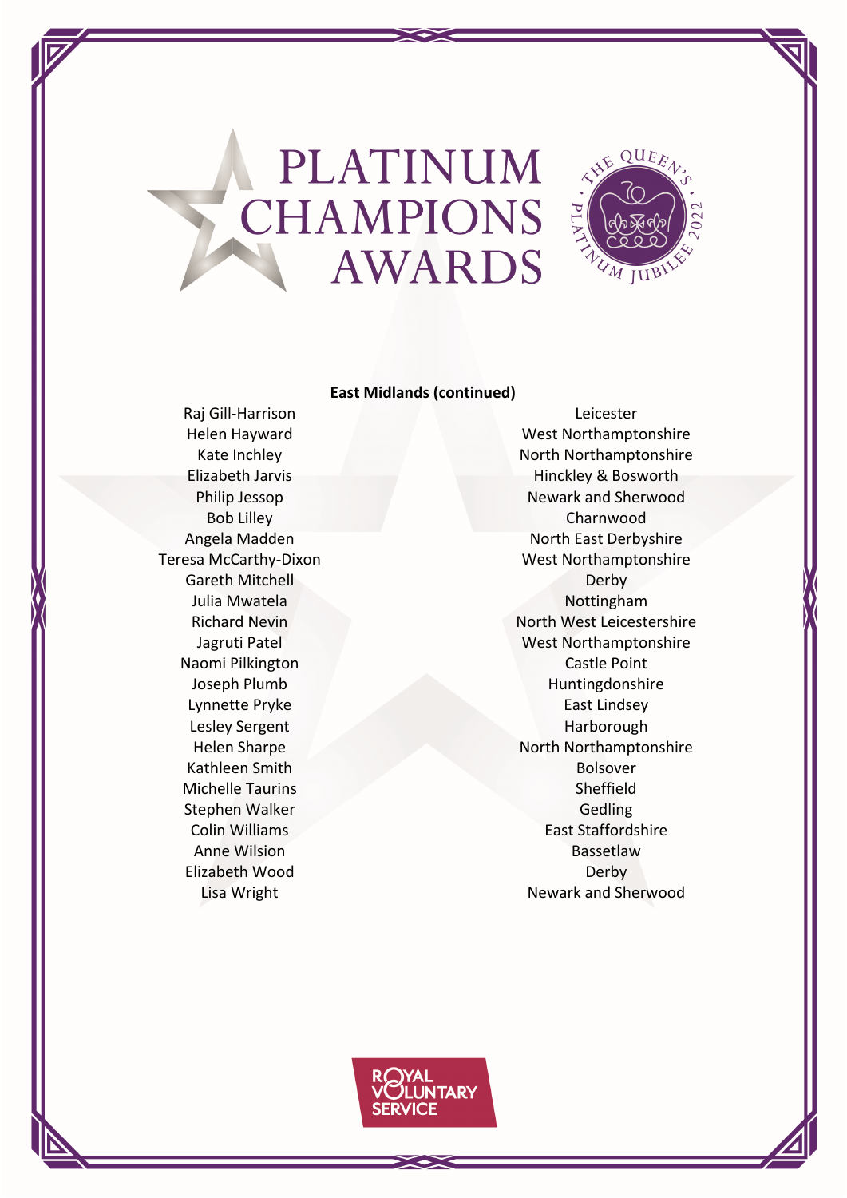# PLATINUM CHAMPIONS AWARDS

THE QUEEN'S PLATINUM JUBILEE 2022

**East Midlands (continued)**

| Name | Location |
| --- | --- |
| Raj Gill-Harrison | Leicester |
| Helen Hayward | West Northamptonshire |
| Kate Inchley | North Northamptonshire |
| Elizabeth Jarvis | Hinckley & Bosworth |
| Philip Jessop | Newark and Sherwood |
| Bob Lilley | Charnwood |
| Angela Madden | North East Derbyshire |
| Teresa McCarthy-Dixon | West Northamptonshire |
| Gareth Mitchell | Derby |
| Julia Mwatela | Nottingham |
| Richard Nevin | North West Leicestershire |
| Jagruti Patel | West Northamptonshire |
| Naomi Pilkington | Castle Point |
| Joseph Plumb | Huntingdonshire |
| Lynnette Pryke | East Lindsey |
| Lesley Sergent | Harborough |
| Helen Sharpe | North Northamptonshire |
| Kathleen Smith | Bolsover |
| Michelle Taurins | Sheffield |
| Stephen Walker | Gedling |
| Colin Williams | East Staffordshire |
| Anne Wilsion | Bassetlaw |
| Elizabeth Wood | Derby |
| Lisa Wright | Newark and Sherwood |

ROYAL VOLUNTARY SERVICE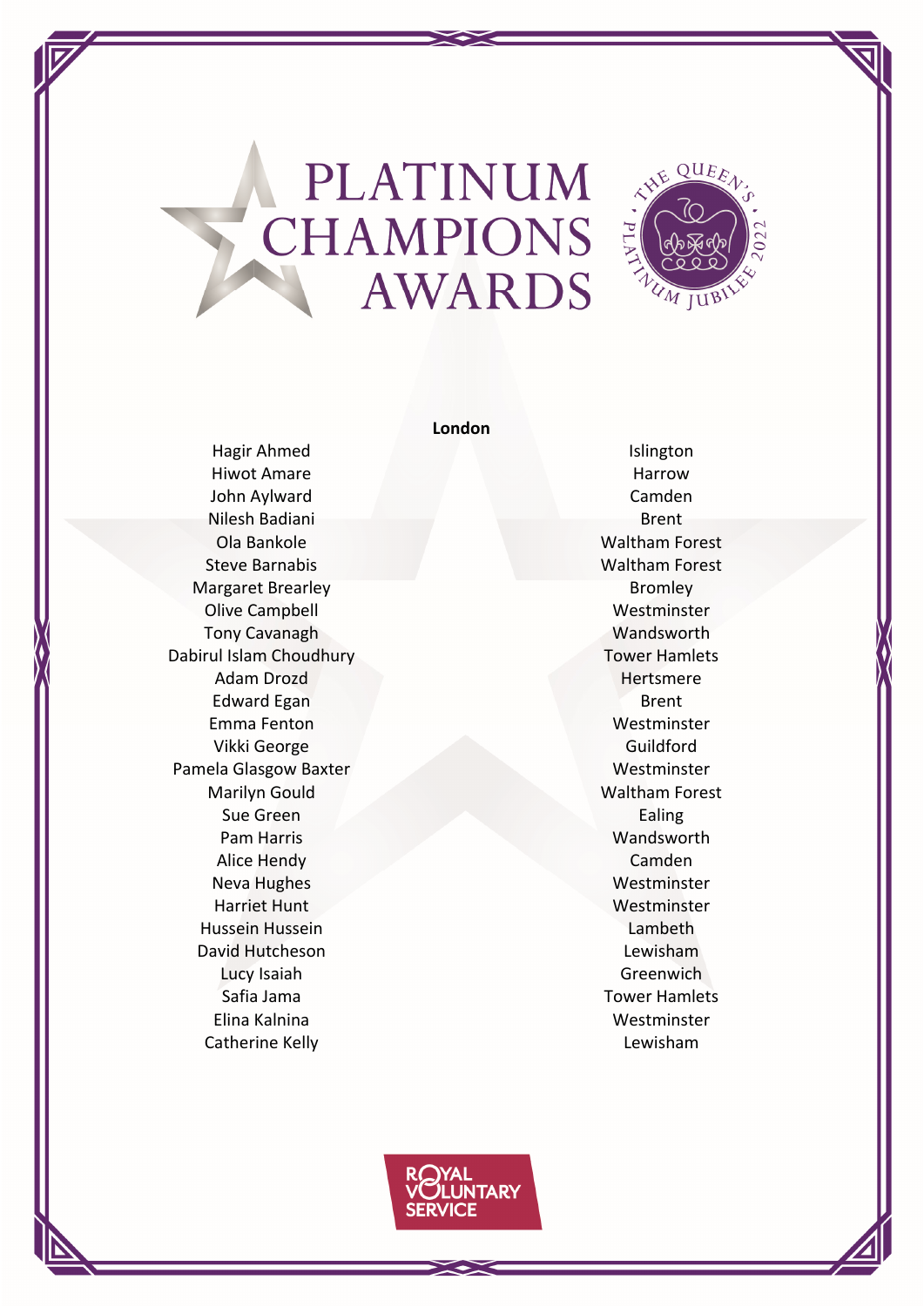# PLATINUM CHAMPIONS AWARDS

THE QUEEN'S PLATINUM JUBILEE 2022

## London

| Name | Location |
|---|---|
| Hagir Ahmed | Islington |
| Hiwot Amare | Harrow |
| John Aylward | Camden |
| Nilesh Badiani | Brent |
| Ola Bankole | Waltham Forest |
| Steve Barnabis | Waltham Forest |
| Margaret Brearley | Bromley |
| Olive Campbell | Westminster |
| Tony Cavanagh | Wandsworth |
| Dabirul Islam Choudhury | Tower Hamlets |
| Adam Drozd | Hertsmere |
| Edward Egan | Brent |
| Emma Fenton | Westminster |
| Vikki George | Guildford |
| Pamela Glasgow Baxter | Westminster |
| Marilyn Gould | Waltham Forest |
| Sue Green | Ealing |
| Pam Harris | Wandsworth |
| Alice Hendy | Camden |
| Neva Hughes | Westminster |
| Harriet Hunt | Westminster |
| Hussein Hussein | Lambeth |
| David Hutcheson | Lewisham |
| Lucy Isaiah | Greenwich |
| Safia Jama | Tower Hamlets |
| Elina Kalnina | Westminster |
| Catherine Kelly | Lewisham |

ROYAL VOLUNTARY SERVICE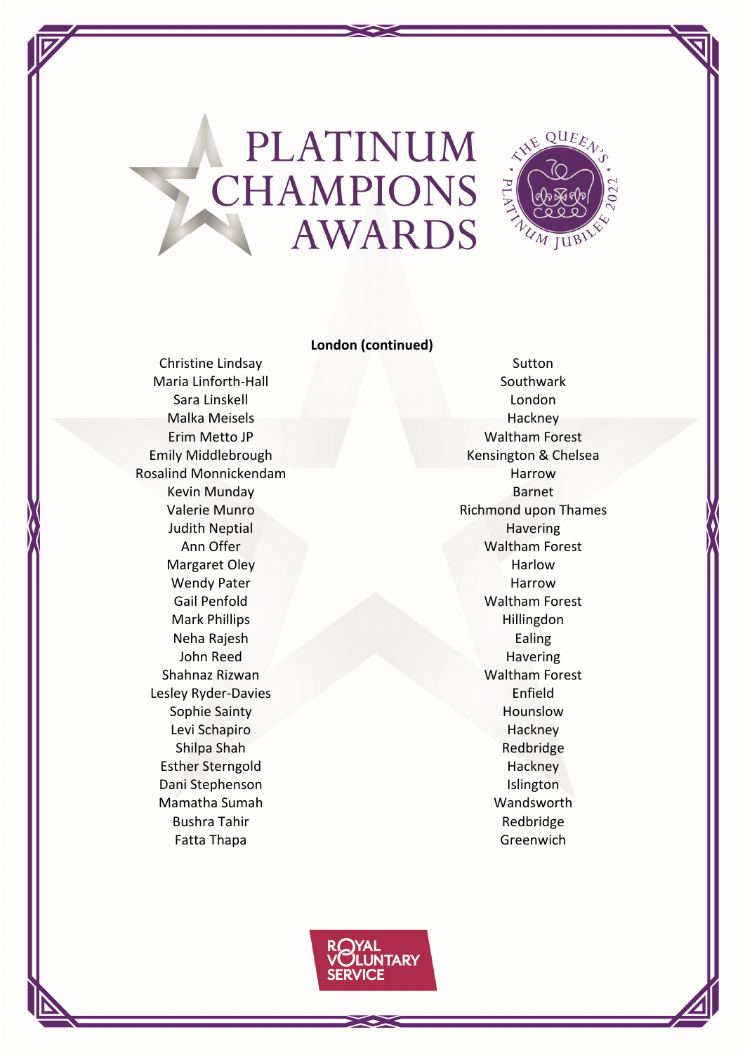# PLATINUM CHAMPIONS AWARDS

## London (continued)

| Name | Location |
| --- | --- |
| Christine Lindsay | Sutton |
| Maria Linforth-Hall | Southwark |
| Sara Linskell | London |
| Malka Meisels | Hackney |
| Erim Metto JP | Waltham Forest |
| Emily Middlebrough | Kensington & Chelsea |
| Rosalind Monnickendam | Harrow |
| Kevin Munday | Barnet |
| Valerie Munro | Richmond upon Thames |
| Judith Neptial | Havering |
| Ann Offer | Waltham Forest |
| Margaret Oley | Harlow |
| Wendy Pater | Harrow |
| Gail Penfold | Waltham Forest |
| Mark Phillips | Hillingdon |
| Neha Rajesh | Ealing |
| John Reed | Havering |
| Shahnaz Rizwan | Waltham Forest |
| Lesley Ryder-Davies | Enfield |
| Sophie Sainty | Hounslow |
| Levi Schapiro | Hackney |
| Shilpa Shah | Redbridge |
| Esther Sterngold | Hackney |
| Dani Stephenson | Islington |
| Mamatha Sumah | Wandsworth |
| Bushra Tahir | Redbridge |
| Fatta Thapa | Greenwich |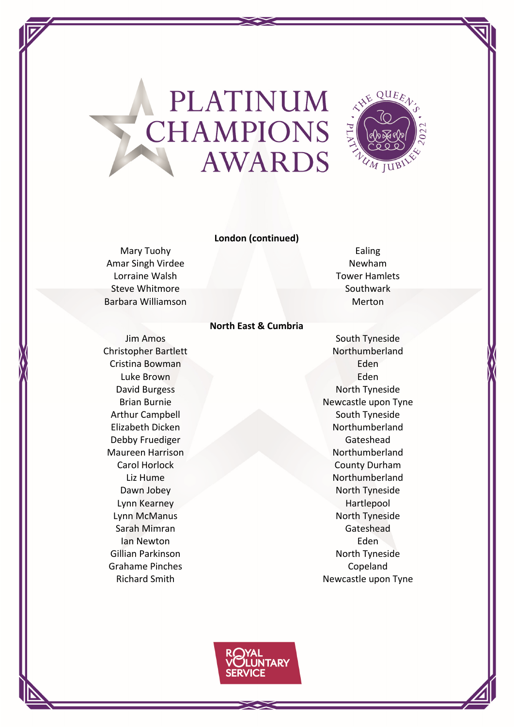# PLATINUM CHAMPIONS AWARDS

THE QUEEN'S PLATINUM JUBILEE 2022

**London (continued)**

| Name | Area |
| --- | --- |
| Mary Tuohy | Ealing |
| Amar Singh Virdee | Newham |
| Lorraine Walsh | Tower Hamlets |
| Steve Whitmore | Southwark |
| Barbara Williamson | Merton |

**North East & Cumbria**

| Name | Area |
| --- | --- |
| Jim Amos | South Tyneside |
| Christopher Bartlett | Northumberland |
| Cristina Bowman | Eden |
| Luke Brown | Eden |
| David Burgess | North Tyneside |
| Brian Burnie | Newcastle upon Tyne |
| Arthur Campbell | South Tyneside |
| Elizabeth Dicken | Northumberland |
| Debby Fruediger | Gateshead |
| Maureen Harrison | Northumberland |
| Carol Horlock | County Durham |
| Liz Hume | Northumberland |
| Dawn Jobey | North Tyneside |
| Lynn Kearney | Hartlepool |
| Lynn McManus | North Tyneside |
| Sarah Mimran | Gateshead |
| Ian Newton | Eden |
| Gillian Parkinson | North Tyneside |
| Grahame Pinches | Copeland |
| Richard Smith | Newcastle upon Tyne |

ROYAL VOLUNTARY SERVICE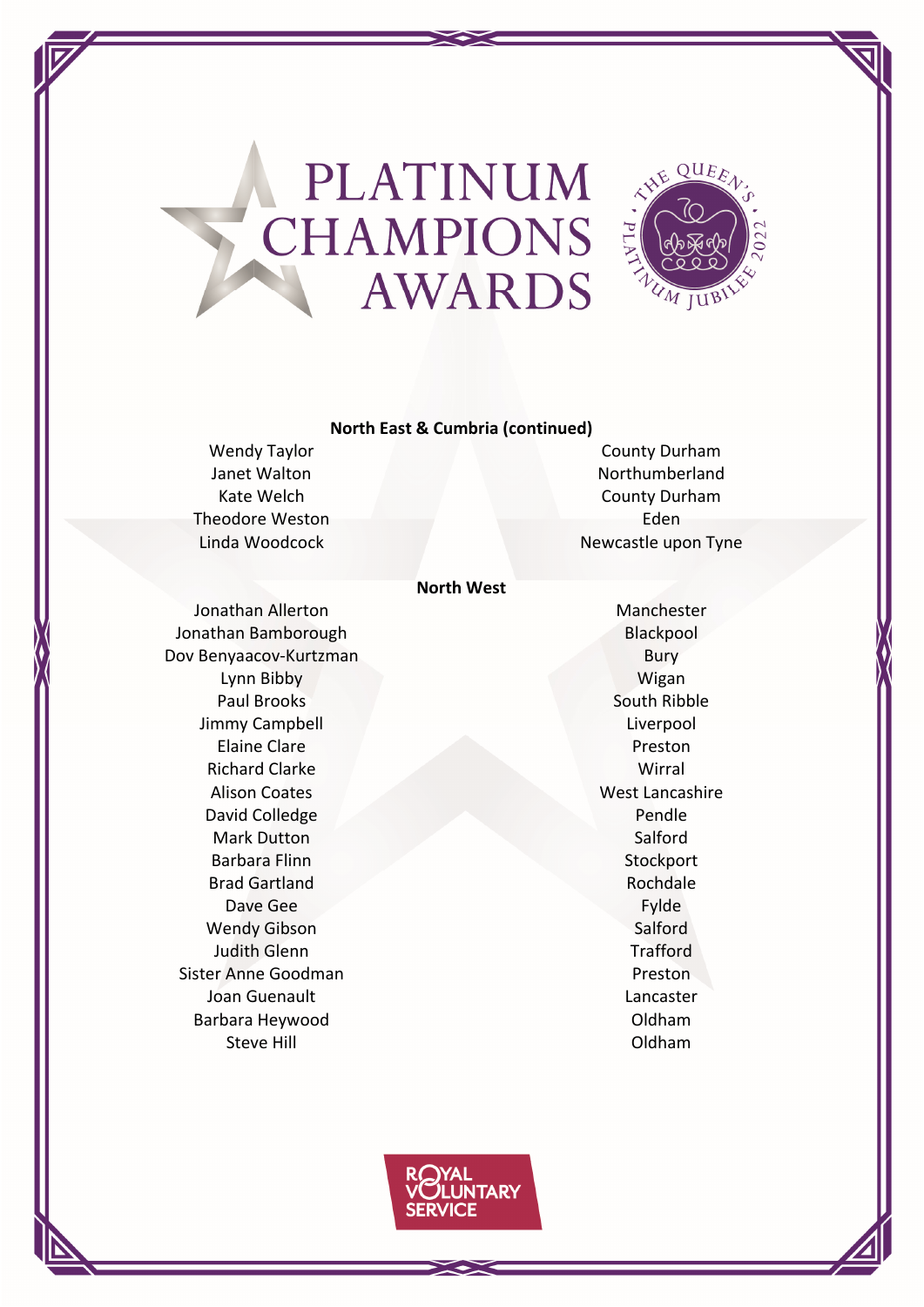# PLATINUM CHAMPIONS AWARDS

**North East & Cumbria (continued)**

| | |
|---|---|
| Wendy Taylor | County Durham |
| Janet Walton | Northumberland |
| Kate Welch | County Durham |
| Theodore Weston | Eden |
| Linda Woodcock | Newcastle upon Tyne |

**North West**

| | |
|---|---|
| Jonathan Allerton | Manchester |
| Jonathan Bamborough | Blackpool |
| Dov Benyaacov-Kurtzman | Bury |
| Lynn Bibby | Wigan |
| Paul Brooks | South Ribble |
| Jimmy Campbell | Liverpool |
| Elaine Clare | Preston |
| Richard Clarke | Wirral |
| Alison Coates | West Lancashire |
| David Colledge | Pendle |
| Mark Dutton | Salford |
| Barbara Flinn | Stockport |
| Brad Gartland | Rochdale |
| Dave Gee | Fylde |
| Wendy Gibson | Salford |
| Judith Glenn | Trafford |
| Sister Anne Goodman | Preston |
| Joan Guenault | Lancaster |
| Barbara Heywood | Oldham |
| Steve Hill | Oldham |

ROYAL VOLUNTARY SERVICE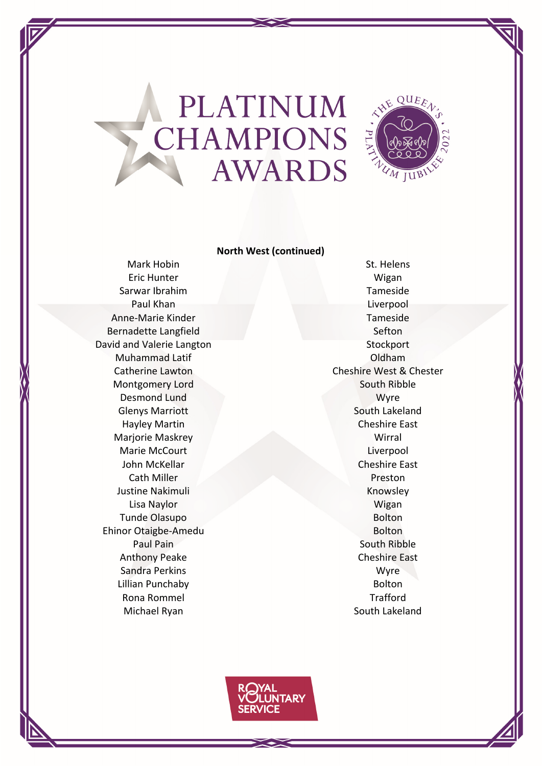# PLATINUM CHAMPIONS AWARDS

THE QUEEN'S PLATINUM JUBILEE 2022

**North West (continued)**

| Name | Area |
| --- | --- |
| Mark Hobin | St. Helens |
| Eric Hunter | Wigan |
| Sarwar Ibrahim | Tameside |
| Paul Khan | Liverpool |
| Anne-Marie Kinder | Tameside |
| Bernadette Langfield | Sefton |
| David and Valerie Langton | Stockport |
| Muhammad Latif | Oldham |
| Catherine Lawton | Cheshire West & Chester |
| Montgomery Lord | South Ribble |
| Desmond Lund | Wyre |
| Glenys Marriott | South Lakeland |
| Hayley Martin | Cheshire East |
| Marjorie Maskrey | Wirral |
| Marie McCourt | Liverpool |
| John McKellar | Cheshire East |
| Cath Miller | Preston |
| Justine Nakimuli | Knowsley |
| Lisa Naylor | Wigan |
| Tunde Olasupo | Bolton |
| Ehinor Otaigbe-Amedu | Bolton |
| Paul Pain | South Ribble |
| Anthony Peake | Cheshire East |
| Sandra Perkins | Wyre |
| Lillian Punchaby | Bolton |
| Rona Rommel | Trafford |
| Michael Ryan | South Lakeland |

ROYAL VOLUNTARY SERVICE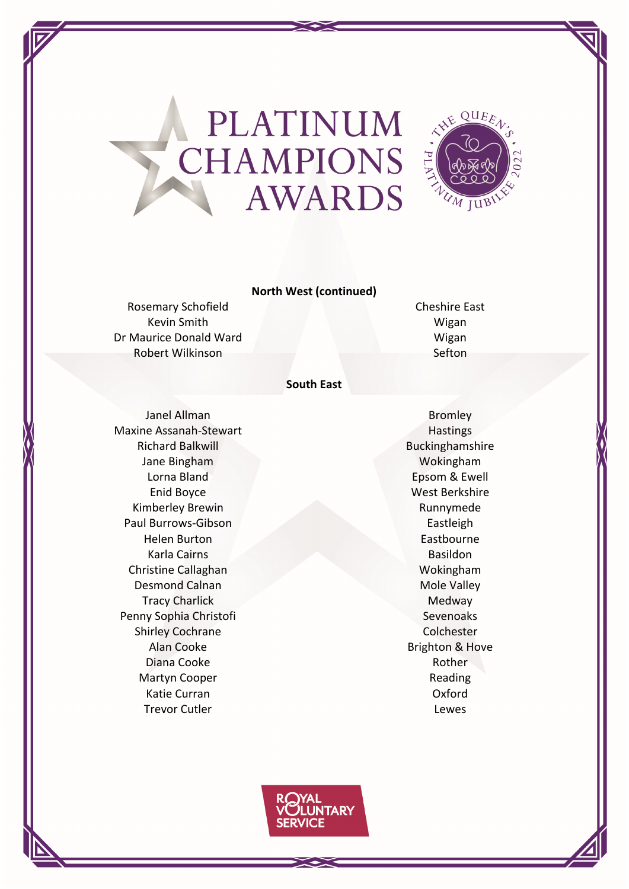## North West (continued)

| Name | Area |
| --- | --- |
| Rosemary Schofield | Cheshire East |
| Kevin Smith | Wigan |
| Dr Maurice Donald Ward | Wigan |
| Robert Wilkinson | Sefton |

## South East

| Name | Area |
| --- | --- |
| Janel Allman | Bromley |
| Maxine Assanah-Stewart | Hastings |
| Richard Balkwill | Buckinghamshire |
| Jane Bingham | Wokingham |
| Lorna Bland | Epsom & Ewell |
| Enid Boyce | West Berkshire |
| Kimberley Brewin | Runnymede |
| Paul Burrows-Gibson | Eastleigh |
| Helen Burton | Eastbourne |
| Karla Cairns | Basildon |
| Christine Callaghan | Wokingham |
| Desmond Calnan | Mole Valley |
| Tracy Charlick | Medway |
| Penny Sophia Christofi | Sevenoaks |
| Shirley Cochrane | Colchester |
| Alan Cooke | Brighton & Hove |
| Diana Cooke | Rother |
| Martyn Cooper | Reading |
| Katie Curran | Oxford |
| Trevor Cutler | Lewes |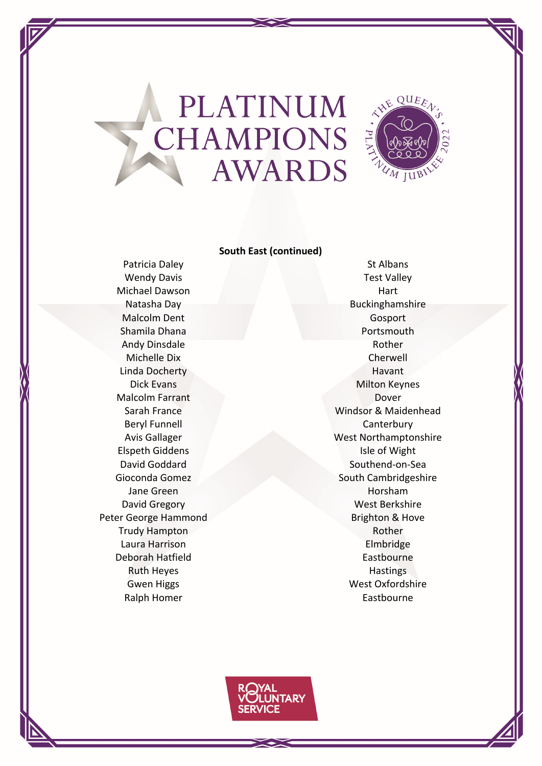# PLATINUM CHAMPIONS AWARDS

THE QUEEN'S PLATINUM JUBILEE 2022

**South East (continued)**

| Name | Area |
|---|---|
| Patricia Daley | St Albans |
| Wendy Davis | Test Valley |
| Michael Dawson | Hart |
| Natasha Day | Buckinghamshire |
| Malcolm Dent | Gosport |
| Shamila Dhana | Portsmouth |
| Andy Dinsdale | Rother |
| Michelle Dix | Cherwell |
| Linda Docherty | Havant |
| Dick Evans | Milton Keynes |
| Malcolm Farrant | Dover |
| Sarah France | Windsor & Maidenhead |
| Beryl Funnell | Canterbury |
| Avis Gallager | West Northamptonshire |
| Elspeth Giddens | Isle of Wight |
| David Goddard | Southend-on-Sea |
| Gioconda Gomez | South Cambridgeshire |
| Jane Green | Horsham |
| David Gregory | West Berkshire |
| Peter George Hammond | Brighton & Hove |
| Trudy Hampton | Rother |
| Laura Harrison | Elmbridge |
| Deborah Hatfield | Eastbourne |
| Ruth Heyes | Hastings |
| Gwen Higgs | West Oxfordshire |
| Ralph Homer | Eastbourne |

ROYAL VOLUNTARY SERVICE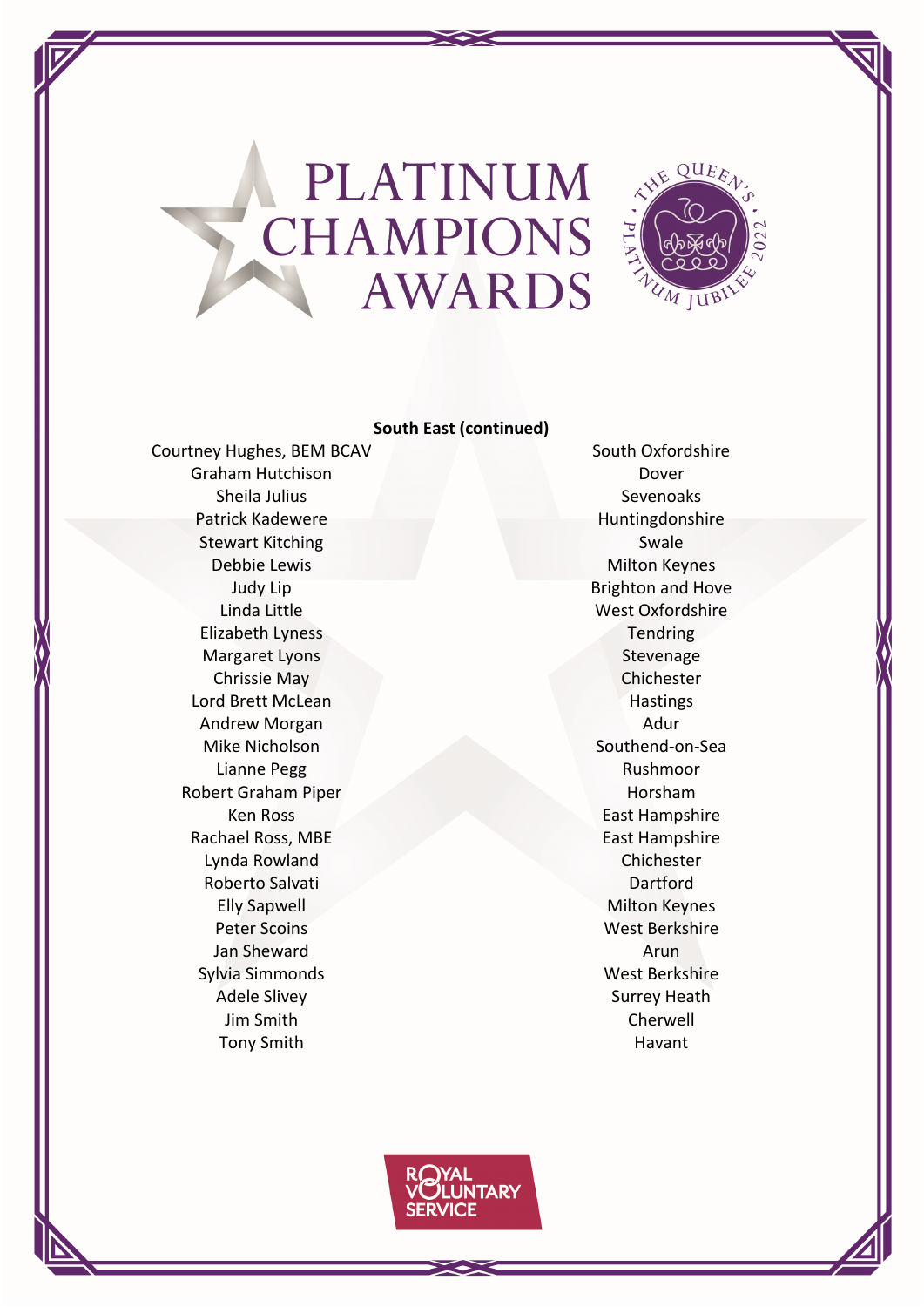# PLATINUM CHAMPIONS AWARDS

THE QUEEN'S PLATINUM JUBILEE 2022

**South East (continued)**

| Name | Area |
|---|---|
| Courtney Hughes, BEM BCAV | South Oxfordshire |
| Graham Hutchison | Dover |
| Sheila Julius | Sevenoaks |
| Patrick Kadewere | Huntingdonshire |
| Stewart Kitching | Swale |
| Debbie Lewis | Milton Keynes |
| Judy Lip | Brighton and Hove |
| Linda Little | West Oxfordshire |
| Elizabeth Lyness | Tendring |
| Margaret Lyons | Stevenage |
| Chrissie May | Chichester |
| Lord Brett McLean | Hastings |
| Andrew Morgan | Adur |
| Mike Nicholson | Southend-on-Sea |
| Lianne Pegg | Rushmoor |
| Robert Graham Piper | Horsham |
| Ken Ross | East Hampshire |
| Rachael Ross, MBE | East Hampshire |
| Lynda Rowland | Chichester |
| Roberto Salvati | Dartford |
| Elly Sapwell | Milton Keynes |
| Peter Scoins | West Berkshire |
| Jan Sheward | Arun |
| Sylvia Simmonds | West Berkshire |
| Adele Slivey | Surrey Heath |
| Jim Smith | Cherwell |
| Tony Smith | Havant |

ROYAL VOLUNTARY SERVICE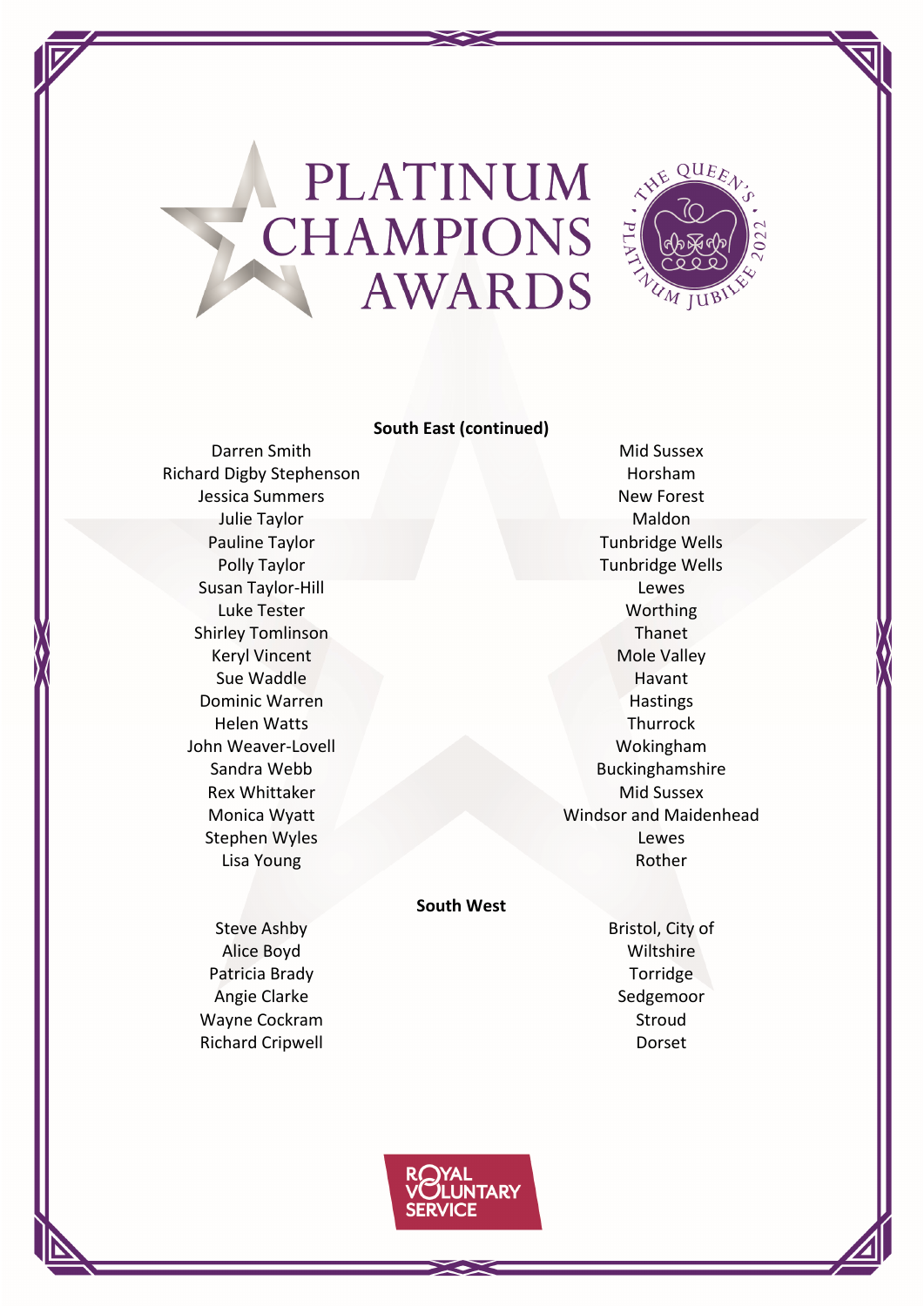# PLATINUM CHAMPIONS AWARDS

THE QUEEN'S PLATINUM JUBILEE 2022

**South East (continued)**

| Name | Location |
|---|---|
| Darren Smith | Mid Sussex |
| Richard Digby Stephenson | Horsham |
| Jessica Summers | New Forest |
| Julie Taylor | Maldon |
| Pauline Taylor | Tunbridge Wells |
| Polly Taylor | Tunbridge Wells |
| Susan Taylor-Hill | Lewes |
| Luke Tester | Worthing |
| Shirley Tomlinson | Thanet |
| Keryl Vincent | Mole Valley |
| Sue Waddle | Havant |
| Dominic Warren | Hastings |
| Helen Watts | Thurrock |
| John Weaver-Lovell | Wokingham |
| Sandra Webb | Buckinghamshire |
| Rex Whittaker | Mid Sussex |
| Monica Wyatt | Windsor and Maidenhead |
| Stephen Wyles | Lewes |
| Lisa Young | Rother |

**South West**

| Name | Location |
|---|---|
| Steve Ashby | Bristol, City of |
| Alice Boyd | Wiltshire |
| Patricia Brady | Torridge |
| Angie Clarke | Sedgemoor |
| Wayne Cockram | Stroud |
| Richard Cripwell | Dorset |

ROYAL VOLUNTARY SERVICE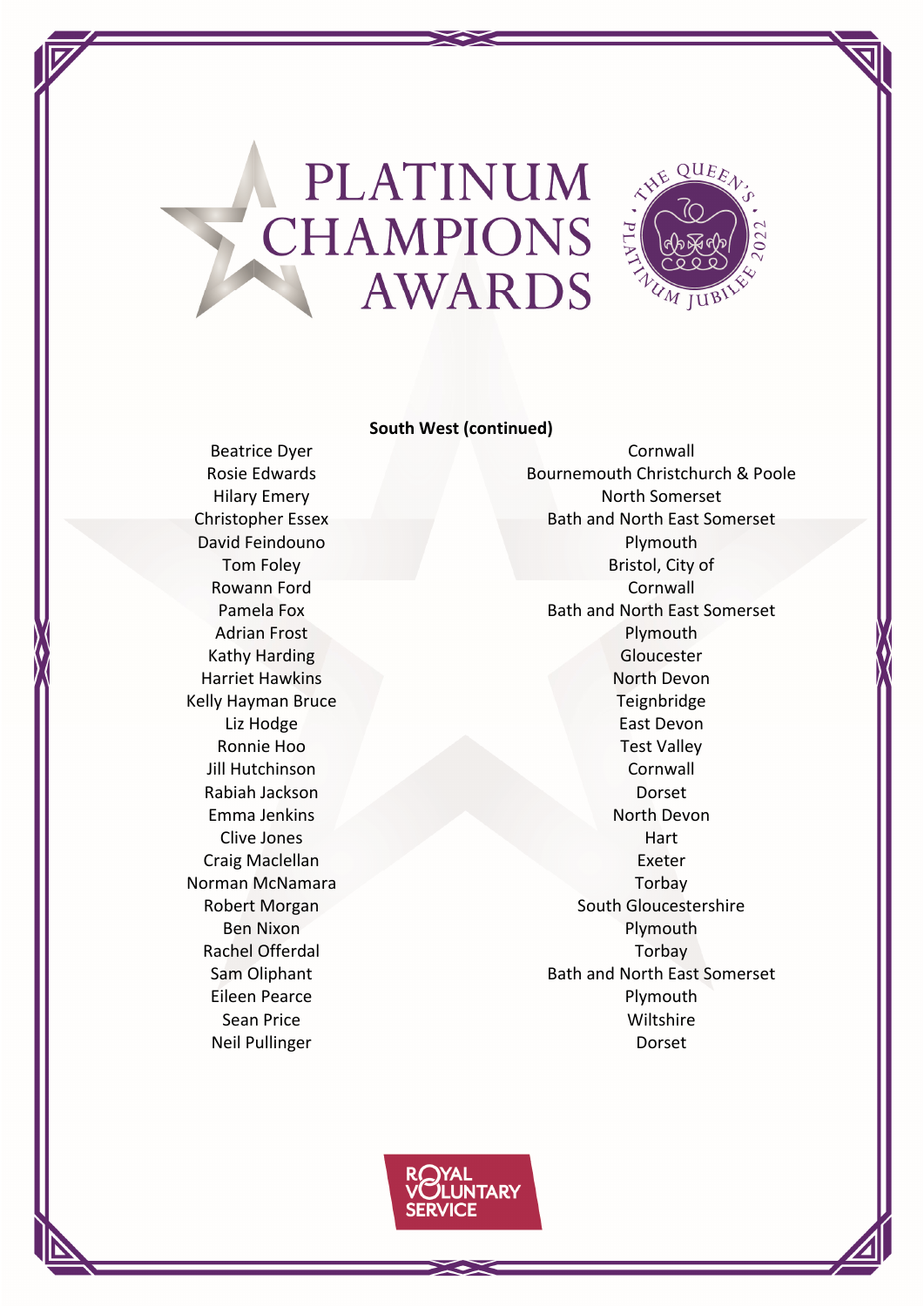# PLATINUM CHAMPIONS AWARDS

## South West (continued)

| Name | Area |
|---|---|
| Beatrice Dyer | Cornwall |
| Rosie Edwards | Bournemouth Christchurch & Poole |
| Hilary Emery | North Somerset |
| Christopher Essex | Bath and North East Somerset |
| David Feindouno | Plymouth |
| Tom Foley | Bristol, City of |
| Rowann Ford | Cornwall |
| Pamela Fox | Bath and North East Somerset |
| Adrian Frost | Plymouth |
| Kathy Harding | Gloucester |
| Harriet Hawkins | North Devon |
| Kelly Hayman Bruce | Teignbridge |
| Liz Hodge | East Devon |
| Ronnie Hoo | Test Valley |
| Jill Hutchinson | Cornwall |
| Rabiah Jackson | Dorset |
| Emma Jenkins | North Devon |
| Clive Jones | Hart |
| Craig Maclellan | Exeter |
| Norman McNamara | Torbay |
| Robert Morgan | South Gloucestershire |
| Ben Nixon | Plymouth |
| Rachel Offerdal | Torbay |
| Sam Oliphant | Bath and North East Somerset |
| Eileen Pearce | Plymouth |
| Sean Price | Wiltshire |
| Neil Pullinger | Dorset |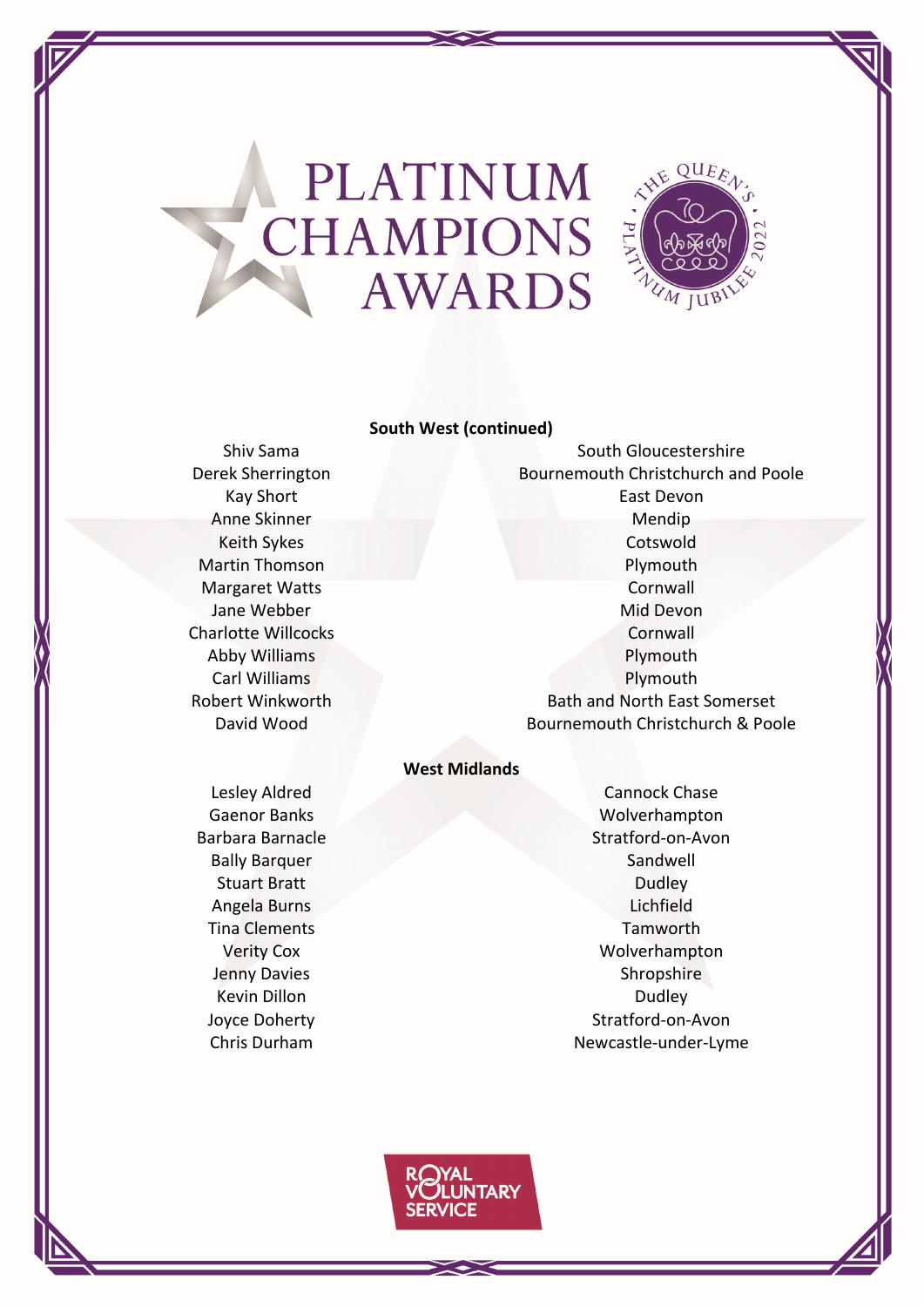# PLATINUM CHAMPIONS AWARDS

THE QUEEN'S PLATINUM JUBILEE 2022

**South West (continued)**

| Name | Location |
|---|---|
| Shiv Sama | South Gloucestershire |
| Derek Sherrington | Bournemouth Christchurch and Poole |
| Kay Short | East Devon |
| Anne Skinner | Mendip |
| Keith Sykes | Cotswold |
| Martin Thomson | Plymouth |
| Margaret Watts | Cornwall |
| Jane Webber | Mid Devon |
| Charlotte Willcocks | Cornwall |
| Abby Williams | Plymouth |
| Carl Williams | Plymouth |
| Robert Winkworth | Bath and North East Somerset |
| David Wood | Bournemouth Christchurch & Poole |

**West Midlands**

| Name | Location |
|---|---|
| Lesley Aldred | Cannock Chase |
| Gaenor Banks | Wolverhampton |
| Barbara Barnacle | Stratford-on-Avon |
| Bally Barquer | Sandwell |
| Stuart Bratt | Dudley |
| Angela Burns | Lichfield |
| Tina Clements | Tamworth |
| Verity Cox | Wolverhampton |
| Jenny Davies | Shropshire |
| Kevin Dillon | Dudley |
| Joyce Doherty | Stratford-on-Avon |
| Chris Durham | Newcastle-under-Lyme |

ROYAL VOLUNTARY SERVICE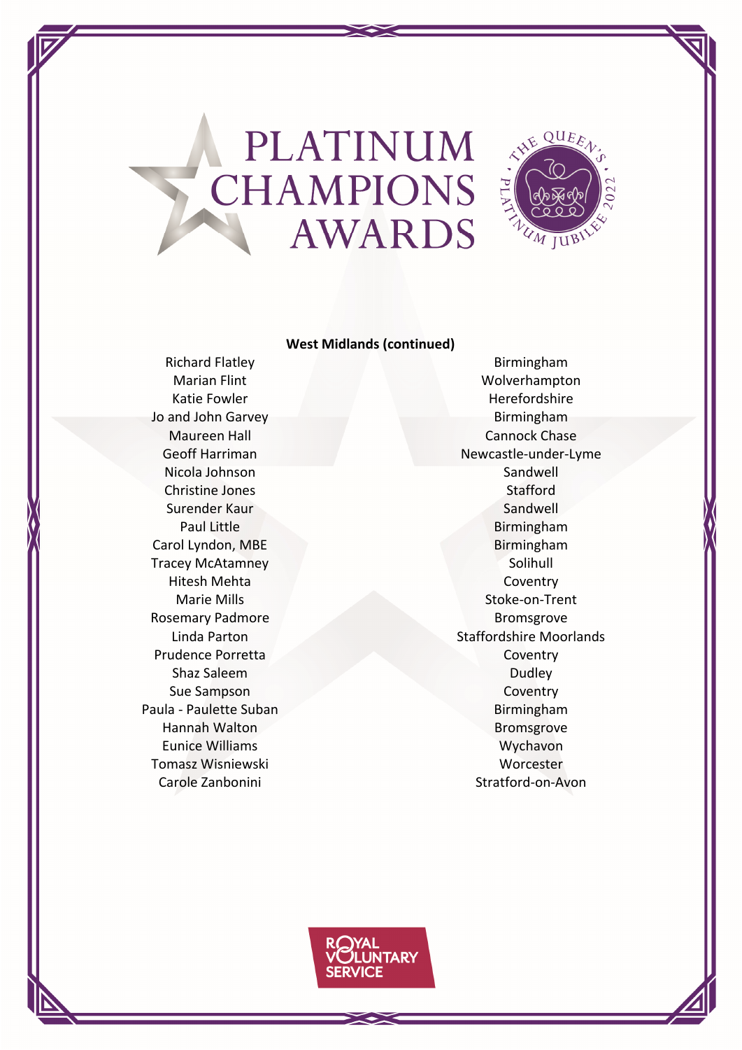## West Midlands (continued)

| Name | Location |
|---|---|
| Richard Flatley | Birmingham |
| Marian Flint | Wolverhampton |
| Katie Fowler | Herefordshire |
| Jo and John Garvey | Birmingham |
| Maureen Hall | Cannock Chase |
| Geoff Harriman | Newcastle-under-Lyme |
| Nicola Johnson | Sandwell |
| Christine Jones | Stafford |
| Surender Kaur | Sandwell |
| Paul Little | Birmingham |
| Carol Lyndon, MBE | Birmingham |
| Tracey McAtamney | Solihull |
| Hitesh Mehta | Coventry |
| Marie Mills | Stoke-on-Trent |
| Rosemary Padmore | Bromsgrove |
| Linda Parton | Staffordshire Moorlands |
| Prudence Porretta | Coventry |
| Shaz Saleem | Dudley |
| Sue Sampson | Coventry |
| Paula - Paulette Suban | Birmingham |
| Hannah Walton | Bromsgrove |
| Eunice Williams | Wychavon |
| Tomasz Wisniewski | Worcester |
| Carole Zanbonini | Stratford-on-Avon |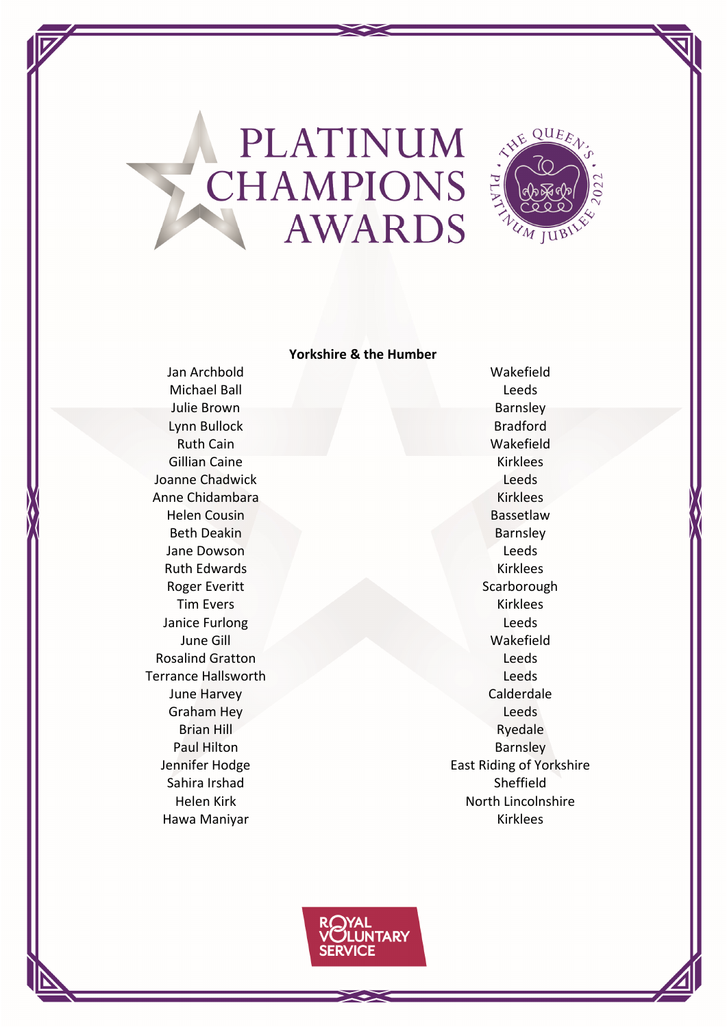# PLATINUM CHAMPIONS AWARDS

THE QUEEN'S PLATINUM JUBILEE 2022

**Yorkshire & the Humber**

| Name | Location |
|---|---|
| Jan Archbold | Wakefield |
| Michael Ball | Leeds |
| Julie Brown | Barnsley |
| Lynn Bullock | Bradford |
| Ruth Cain | Wakefield |
| Gillian Caine | Kirklees |
| Joanne Chadwick | Leeds |
| Anne Chidambara | Kirklees |
| Helen Cousin | Bassetlaw |
| Beth Deakin | Barnsley |
| Jane Dowson | Leeds |
| Ruth Edwards | Kirklees |
| Roger Everitt | Scarborough |
| Tim Evers | Kirklees |
| Janice Furlong | Leeds |
| June Gill | Wakefield |
| Rosalind Gratton | Leeds |
| Terrance Hallsworth | Leeds |
| June Harvey | Calderdale |
| Graham Hey | Leeds |
| Brian Hill | Ryedale |
| Paul Hilton | Barnsley |
| Jennifer Hodge | East Riding of Yorkshire |
| Sahira Irshad | Sheffield |
| Helen Kirk | North Lincolnshire |
| Hawa Maniyar | Kirklees |

ROYAL VOLUNTARY SERVICE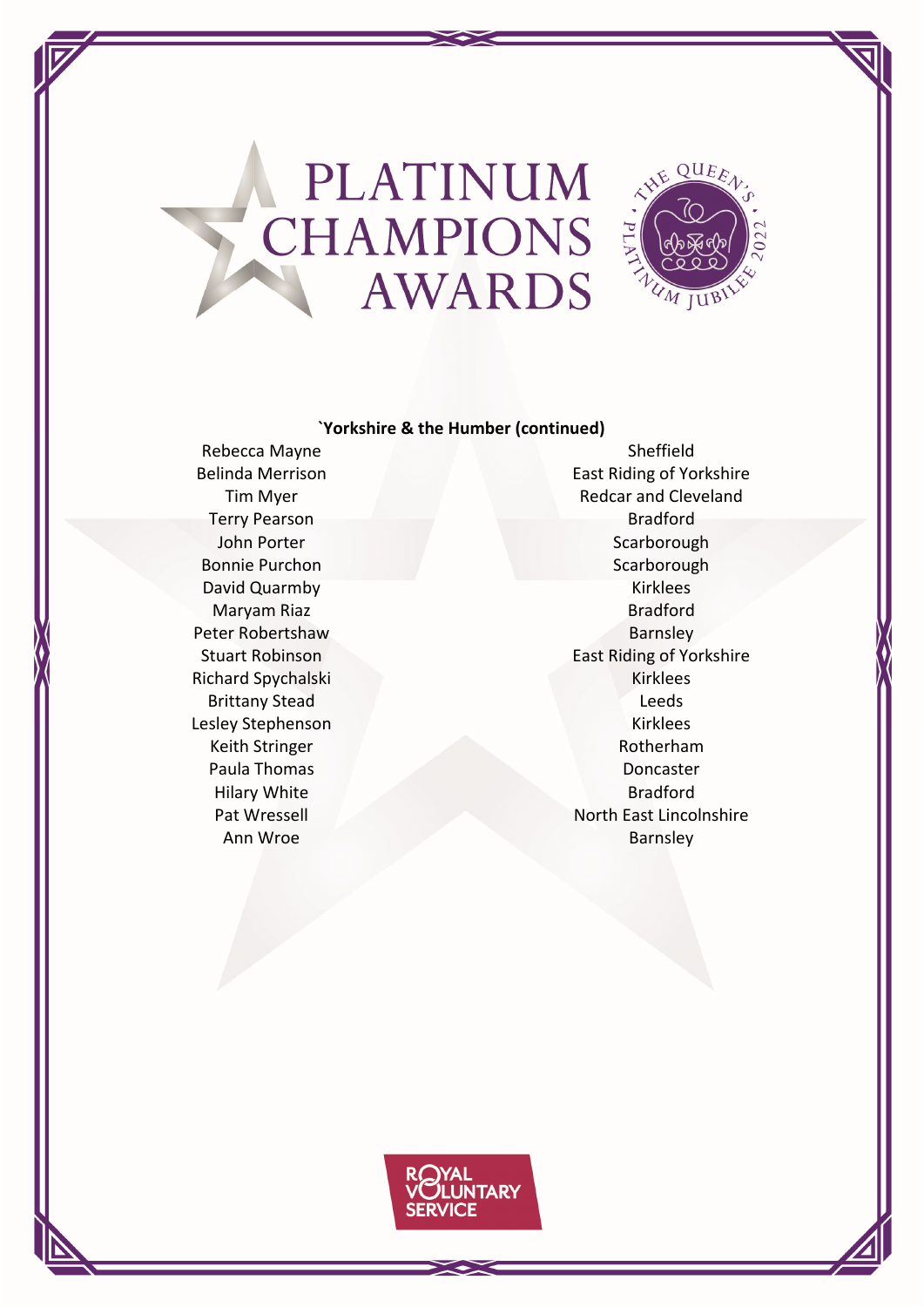# PLATINUM CHAMPIONS AWARDS

THE QUEEN'S PLATINUM JUBILEE 2022

**`Yorkshire & the Humber (continued)**

| | |
|---|---|
| Rebecca Mayne | Sheffield |
| Belinda Merrison | East Riding of Yorkshire |
| Tim Myer | Redcar and Cleveland |
| Terry Pearson | Bradford |
| John Porter | Scarborough |
| Bonnie Purchon | Scarborough |
| David Quarmby | Kirklees |
| Maryam Riaz | Bradford |
| Peter Robertshaw | Barnsley |
| Stuart Robinson | East Riding of Yorkshire |
| Richard Spychalski | Kirklees |
| Brittany Stead | Leeds |
| Lesley Stephenson | Kirklees |
| Keith Stringer | Rotherham |
| Paula Thomas | Doncaster |
| Hilary White | Bradford |
| Pat Wressell | North East Lincolnshire |
| Ann Wroe | Barnsley |

ROYAL VOLUNTARY SERVICE